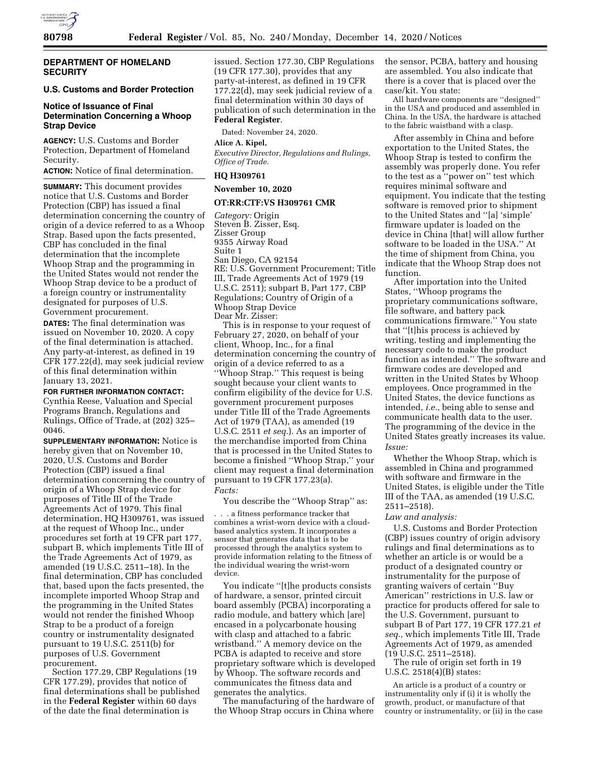## DEPARTMENT OF HOMELAND SECURITY

### U.S. Customs and Border Protection

### Notice of Issuance of Final Determination Concerning a Whoop Strap Device

**AGENCY:** U.S. Customs and Border Protection, Department of Homeland Security.

**ACTION:** Notice of final determination.

**SUMMARY:** This document provides notice that U.S. Customs and Border Protection (CBP) has issued a final determination concerning the country of origin of a device referred to as a Whoop Strap. Based upon the facts presented, CBP has concluded in the final determination that the incomplete Whoop Strap and the programming in the United States would not render the Whoop Strap device to be a product of a foreign country or instrumentality designated for purposes of U.S. Government procurement.

**DATES:** The final determination was issued on November 10, 2020. A copy of the final determination is attached. Any party-at-interest, as defined in 19 CFR 177.22(d), may seek judicial review of this final determination within January 13, 2021.

**FOR FURTHER INFORMATION CONTACT:** Cynthia Reese, Valuation and Special Programs Branch, Regulations and Rulings, Office of Trade, at (202) 325–0046.

**SUPPLEMENTARY INFORMATION:** Notice is hereby given that on November 10, 2020, U.S. Customs and Border Protection (CBP) issued a final determination concerning the country of origin of a Whoop Strap device for purposes of Title III of the Trade Agreements Act of 1979. This final determination, HQ H309761, was issued at the request of Whoop Inc., under procedures set forth at 19 CFR part 177, subpart B, which implements Title III of the Trade Agreements Act of 1979, as amended (19 U.S.C. 2511–18). In the final determination, CBP has concluded that, based upon the facts presented, the incomplete imported Whoop Strap and the programming in the United States would not render the finished Whoop Strap to be a product of a foreign country or instrumentality designated pursuant to 19 U.S.C. 2511(b) for purposes of U.S. Government procurement.

Section 177.29, CBP Regulations (19 CFR 177.29), provides that notice of final determinations shall be published in the **Federal Register** within 60 days of the date the final determination is issued. Section 177.30, CBP Regulations (19 CFR 177.30), provides that any party-at-interest, as defined in 19 CFR 177.22(d), may seek judicial review of a final determination within 30 days of publication of such determination in the **Federal Register**.

Dated: November 24, 2020.

**Alice A. Kipel,**

*Executive Director, Regulations and Rulings, Office of Trade.*

**HQ H309761**

**November 10, 2020**

**OT:RR:CTF:VS H309761 CMR**

*Category:* Origin

Steven B. Zisser, Esq.
Zisser Group
9355 Airway Road
Suite 1
San Diego, CA 92154

RE: U.S. Government Procurement; Title III, Trade Agreements Act of 1979 (19 U.S.C. 2511); subpart B, Part 177, CBP Regulations; Country of Origin of a Whoop Strap Device

Dear Mr. Zisser:

This is in response to your request of February 27, 2020, on behalf of your client, Whoop, Inc., for a final determination concerning the country of origin of a device referred to as a ''Whoop Strap.'' This request is being sought because your client wants to confirm eligibility of the device for U.S. government procurement purposes under Title III of the Trade Agreements Act of 1979 (TAA), as amended (19 U.S.C. 2511 *et seq.*). As an importer of the merchandise imported from China that is processed in the United States to become a finished ''Whoop Strap,'' your client may request a final determination pursuant to 19 CFR 177.23(a).

*Facts:*

You describe the ''Whoop Strap'' as:

> . . . a fitness performance tracker that combines a wrist-worn device with a cloud-based analytics system. It incorporates a sensor that generates data that is to be processed through the analytics system to provide information relating to the fitness of the individual wearing the wrist-worn device.

You indicate ''[t]he products consists of hardware, a sensor, printed circuit board assembly (PCBA) incorporating a radio module, and battery which [are] encased in a polycarbonate housing with clasp and attached to a fabric wristband.'' A memory device on the PCBA is adapted to receive and store proprietary software which is developed by Whoop. The software records and communicates the fitness data and generates the analytics.

The manufacturing of the hardware of the Whoop Strap occurs in China where the sensor, PCBA, battery and housing are assembled. You also indicate that there is a cover that is placed over the case/kit. You state:

> All hardware components are ''designed'' in the USA and produced and assembled in China. In the USA, the hardware is attached to the fabric waistband with a clasp.

After assembly in China and before exportation to the United States, the Whoop Strap is tested to confirm the assembly was properly done. You refer to the test as a ''power on'' test which requires minimal software and equipment. You indicate that the testing software is removed prior to shipment to the United States and ''[a] 'simple' firmware updater is loaded on the device in China [that] will allow further software to be loaded in the USA.'' At the time of shipment from China, you indicate that the Whoop Strap does not function.

After importation into the United States, ''Whoop programs the proprietary communications software, file software, and battery pack communications firmware.'' You state that ''[t]his process is achieved by writing, testing and implementing the necessary code to make the product function as intended.'' The software and firmware codes are developed and written in the United States by Whoop employees. Once programmed in the United States, the device functions as intended, *i.e.,* being able to sense and communicate health data to the user. The programming of the device in the United States greatly increases its value.

*Issue:*

Whether the Whoop Strap, which is assembled in China and programmed with software and firmware in the United States, is eligible under the Title III of the TAA, as amended (19 U.S.C. 2511–2518).

*Law and analysis:*

U.S. Customs and Border Protection (CBP) issues country of origin advisory rulings and final determinations as to whether an article is or would be a product of a designated country or instrumentality for the purpose of granting waivers of certain ''Buy American'' restrictions in U.S. law or practice for products offered for sale to the U.S. Government, pursuant to subpart B of Part 177, 19 CFR 177.21 *et seq.,* which implements Title III, Trade Agreements Act of 1979, as amended (19 U.S.C. 2511–2518).

The rule of origin set forth in 19 U.S.C. 2518(4)(B) states:

> An article is a product of a country or instrumentality only if (i) it is wholly the growth, product, or manufacture of that country or instrumentality, or (ii) in the case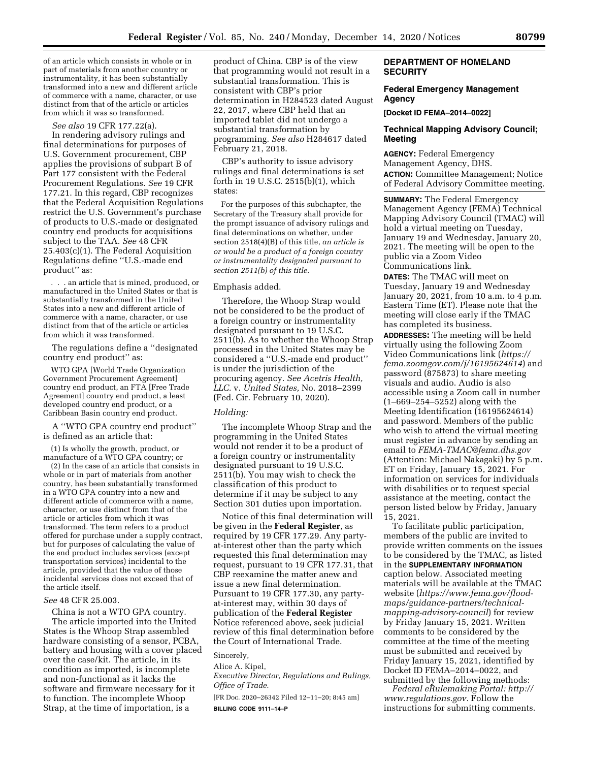of an article which consists in whole or in part of materials from another country or instrumentality, it has been substantially transformed into a new and different article of commerce with a name, character, or use distinct from that of the article or articles from which it was so transformed.

*See also* 19 CFR 177.22(a).

In rendering advisory rulings and final determinations for purposes of U.S. Government procurement, CBP applies the provisions of subpart B of Part 177 consistent with the Federal Procurement Regulations. *See* 19 CFR 177.21. In this regard, CBP recognizes that the Federal Acquisition Regulations restrict the U.S. Government's purchase of products to U.S.-made or designated country end products for acquisitions subject to the TAA. *See* 48 CFR 25.403(c)(1). The Federal Acquisition Regulations define ''U.S.-made end product'' as:

> . . . an article that is mined, produced, or manufactured in the United States or that is substantially transformed in the United States into a new and different article of commerce with a name, character, or use distinct from that of the article or articles from which it was transformed.

The regulations define a ''designated country end product'' as:

> WTO GPA [World Trade Organization Government Procurement Agreement] country end product, an FTA [Free Trade Agreement] country end product, a least developed country end product, or a Caribbean Basin country end product.

A ''WTO GPA country end product'' is defined as an article that:

> (1) Is wholly the growth, product, or manufacture of a WTO GPA country; or
>
> (2) In the case of an article that consists in whole or in part of materials from another country, has been substantially transformed in a WTO GPA country into a new and different article of commerce with a name, character, or use distinct from that of the article or articles from which it was transformed. The term refers to a product offered for purchase under a supply contract, but for purposes of calculating the value of the end product includes services (except transportation services) incidental to the article, provided that the value of those incidental services does not exceed that of the article itself.

*See* 48 CFR 25.003.

China is not a WTO GPA country.

The article imported into the United States is the Whoop Strap assembled hardware consisting of a sensor, PCBA, battery and housing with a cover placed over the case/kit. The article, in its condition as imported, is incomplete and non-functional as it lacks the software and firmware necessary for it to function. The incomplete Whoop Strap, at the time of importation, is a product of China. CBP is of the view that programming would not result in a substantial transformation. This is consistent with CBP's prior determination in H284523 dated August 22, 2017, where CBP held that an imported tablet did not undergo a substantial transformation by programming. *See also* H284617 dated February 21, 2018.

CBP's authority to issue advisory rulings and final determinations is set forth in 19 U.S.C. 2515(b)(1), which states:

> For the purposes of this subchapter, the Secretary of the Treasury shall provide for the prompt issuance of advisory rulings and final determinations on whether, under section 2518(4)(B) of this title, *an article is or would be a product of a foreign country or instrumentality designated pursuant to section 2511(b) of this title.*

Emphasis added.

Therefore, the Whoop Strap would not be considered to be the product of a foreign country or instrumentality designated pursuant to 19 U.S.C. 2511(b). As to whether the Whoop Strap processed in the United States may be considered a ''U.S.-made end product'' is under the jurisdiction of the procuring agency. *See Acetris Health, LLC.* v. *United States,* No. 2018–2399 (Fed. Cir. February 10, 2020).

*Holding:*

The incomplete Whoop Strap and the programming in the United States would not render it to be a product of a foreign country or instrumentality designated pursuant to 19 U.S.C. 2511(b). You may wish to check the classification of this product to determine if it may be subject to any Section 301 duties upon importation.

Notice of this final determination will be given in the **Federal Register**, as required by 19 CFR 177.29. Any party-at-interest other than the party which requested this final determination may request, pursuant to 19 CFR 177.31, that CBP reexamine the matter anew and issue a new final determination. Pursuant to 19 CFR 177.30, any party-at-interest may, within 30 days of publication of the **Federal Register** Notice referenced above, seek judicial review of this final determination before the Court of International Trade.

Sincerely,

Alice A. Kipel,

*Executive Director, Regulations and Rulings, Office of Trade.*

[FR Doc. 2020–26342 Filed 12–11–20; 8:45 am]

**BILLING CODE 9111–14–P**

## DEPARTMENT OF HOMELAND SECURITY

### Federal Emergency Management Agency

**[Docket ID FEMA–2014–0022]**

### Technical Mapping Advisory Council; Meeting

**AGENCY:** Federal Emergency Management Agency, DHS.

**ACTION:** Committee Management; Notice of Federal Advisory Committee meeting.

**SUMMARY:** The Federal Emergency Management Agency (FEMA) Technical Mapping Advisory Council (TMAC) will hold a virtual meeting on Tuesday, January 19 and Wednesday, January 20, 2021. The meeting will be open to the public via a Zoom Video Communications link.

**DATES:** The TMAC will meet on Tuesday, January 19 and Wednesday January 20, 2021, from 10 a.m. to 4 p.m. Eastern Time (ET). Please note that the meeting will close early if the TMAC has completed its business.

**ADDRESSES:** The meeting will be held virtually using the following Zoom Video Communications link (*https://fema.zoomgov.com/j/16195624614*) and password (875873) to share meeting visuals and audio. Audio is also accessible using a Zoom call in number (1–669–254–5252) along with the Meeting Identification (16195624614) and password. Members of the public who wish to attend the virtual meeting must register in advance by sending an email to *FEMA-TMAC@fema.dhs.gov* (Attention: Michael Nakagaki) by 5 p.m. ET on Friday, January 15, 2021. For information on services for individuals with disabilities or to request special assistance at the meeting, contact the person listed below by Friday, January 15, 2021.

To facilitate public participation, members of the public are invited to provide written comments on the issues to be considered by the TMAC, as listed in the **SUPPLEMENTARY INFORMATION** caption below. Associated meeting materials will be available at the TMAC website (*https://www.fema.gov/flood-maps/guidance-partners/technical-mapping-advisory-council*) for review by Friday January 15, 2021. Written comments to be considered by the committee at the time of the meeting must be submitted and received by Friday January 15, 2021, identified by Docket ID FEMA–2014–0022, and submitted by the following methods:

*Federal eRulemaking Portal: http://www.regulations.gov.* Follow the instructions for submitting comments.